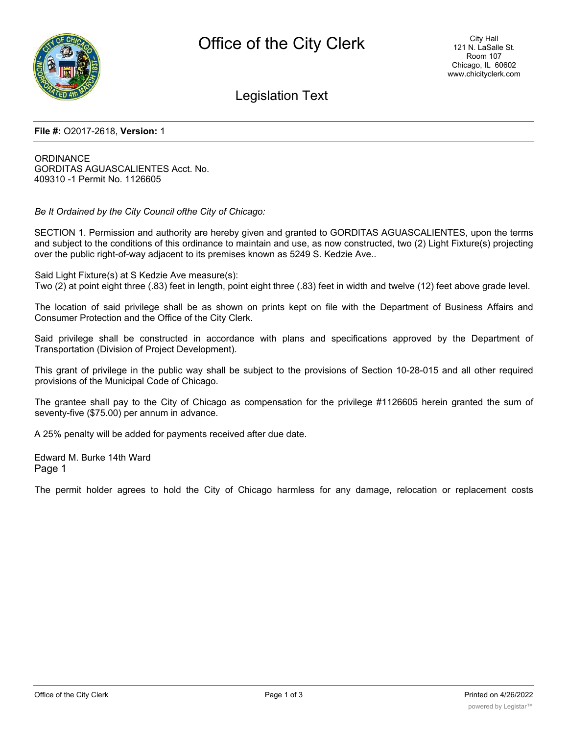**File #:** O2017-2618, **Version:** 1

ORDINANCE
GORDITAS AGUASCALIENTES Acct. No.
409310 -1 Permit No. 1126605

*Be It Ordained by the City Council ofthe City of Chicago:*

SECTION 1. Permission and authority are hereby given and granted to GORDITAS AGUASCALIENTES, upon the terms and subject to the conditions of this ordinance to maintain and use, as now constructed, two (2) Light Fixture(s) projecting over the public right-of-way adjacent to its premises known as 5249 S. Kedzie Ave..

Said Light Fixture(s) at S Kedzie Ave measure(s):
Two (2) at point eight three (.83) feet in length, point eight three (.83) feet in width and twelve (12) feet above grade level.

The location of said privilege shall be as shown on prints kept on file with the Department of Business Affairs and Consumer Protection and the Office of the City Clerk.

Said privilege shall be constructed in accordance with plans and specifications approved by the Department of Transportation (Division of Project Development).

This grant of privilege in the public way shall be subject to the provisions of Section 10-28-015 and all other required provisions of the Municipal Code of Chicago.

The grantee shall pay to the City of Chicago as compensation for the privilege #1126605 herein granted the sum of seventy-five ($75.00) per annum in advance.

A 25% penalty will be added for payments received after due date.

Edward M. Burke 14th Ward
Page 1

The permit holder agrees to hold the City of Chicago harmless for any damage, relocation or replacement costs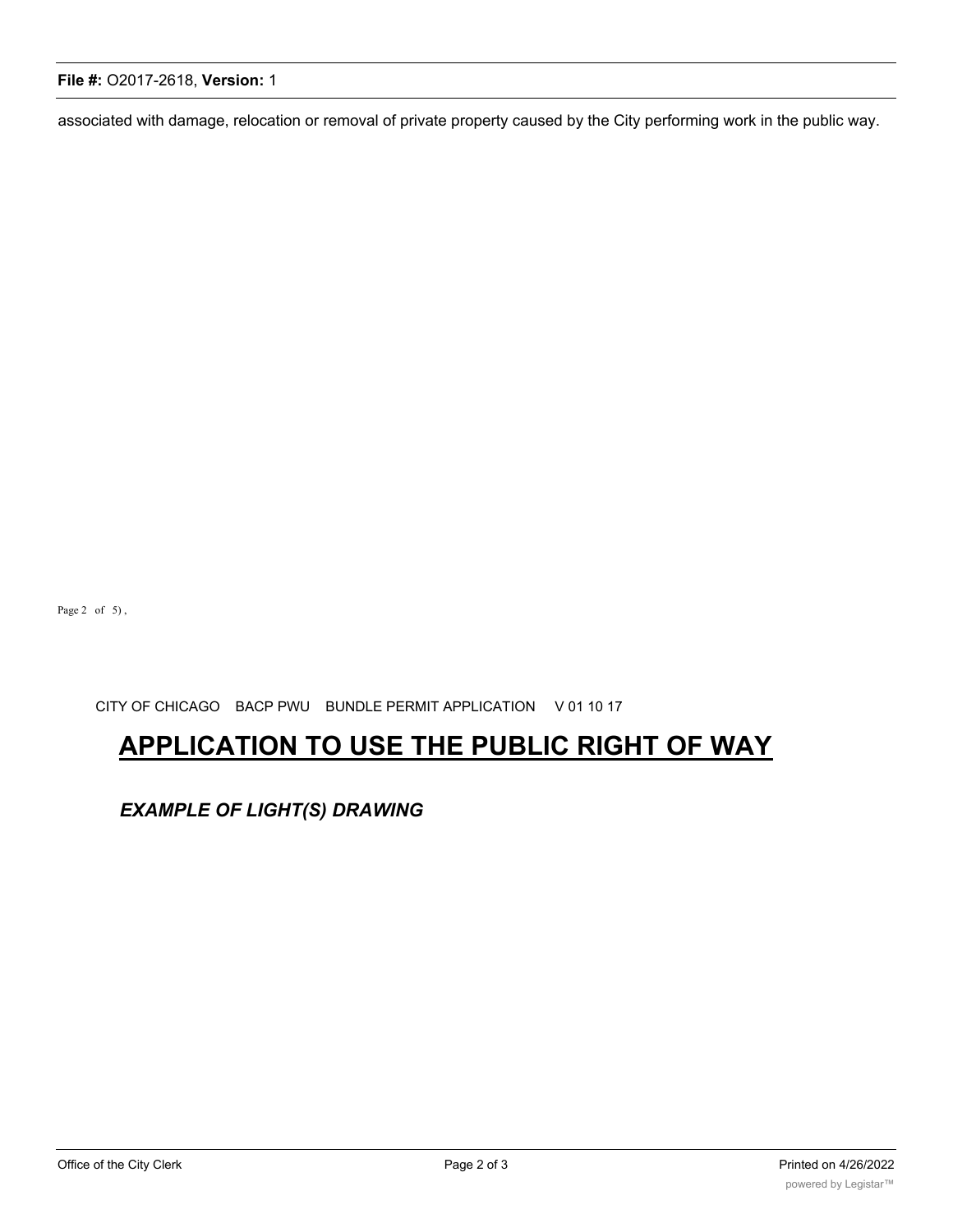associated with damage, relocation or removal of private property caused by the City performing work in the public way.

Page 2 of 5) ,

CITY OF CHICAGO BACP PWU BUNDLE PERMIT APPLICATION V 01 10 17

# APPLICATION TO USE THE PUBLIC RIGHT OF WAY

***EXAMPLE OF LIGHT(S) DRAWING***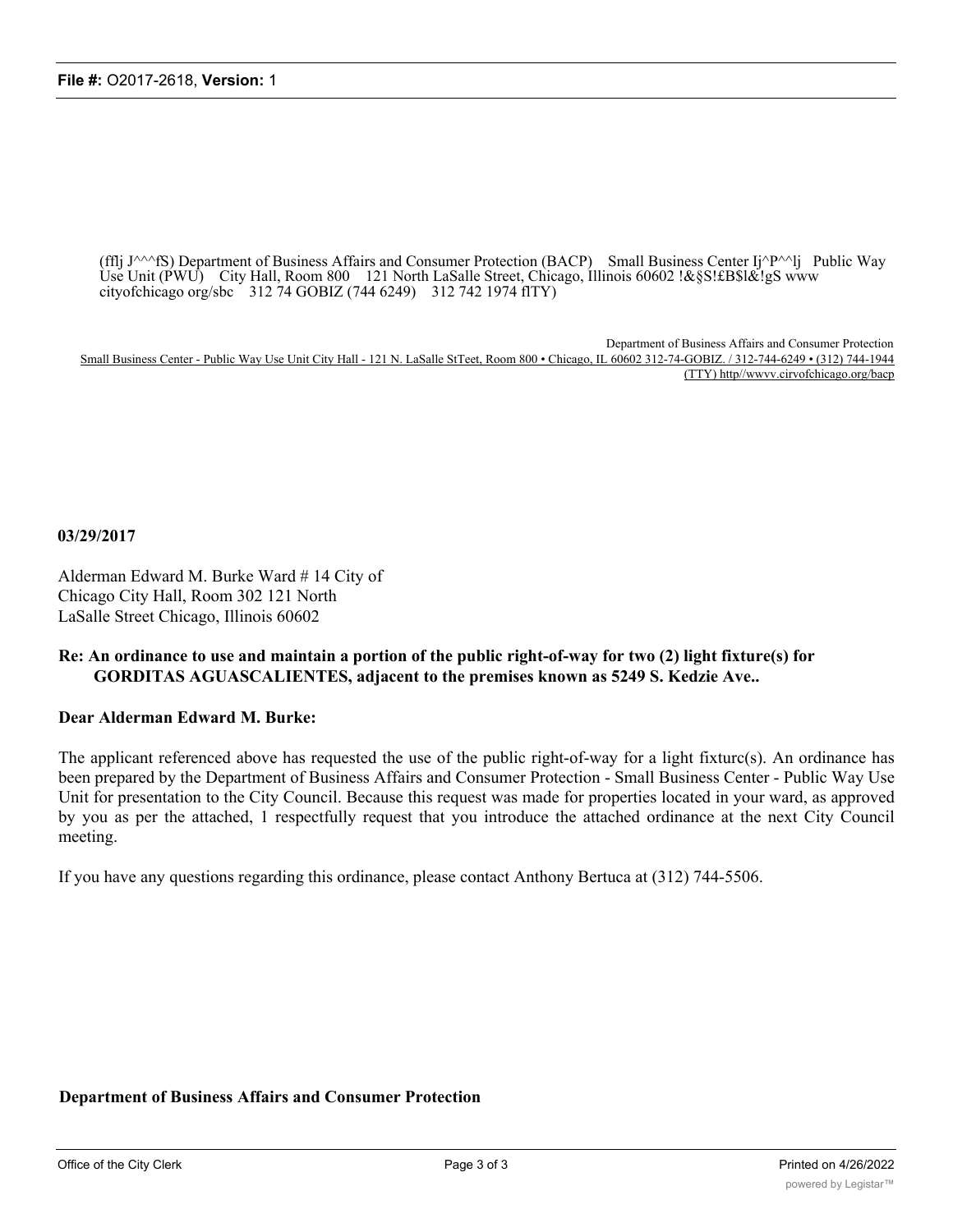**File #:** O2017-2618, **Version:** 1

(fflj J^^^fS) Department of Business Affairs and Consumer Protection (BACP) Small Business Center Ij^P^^lj Public Way Use Unit (PWU) City Hall, Room 800 121 North LaSalle Street, Chicago, Illinois 60602 !&§S!£B$l&!gS www cityofchicago org/sbc 312 74 GOBIZ (744 6249) 312 742 1974 flTY)

Department of Business Affairs and Consumer Protection
Small Business Center - Public Way Use Unit City Hall - 121 N. LaSalle StTeet, Room 800 • Chicago, IL 60602 312-74-GOBIZ. / 312-744-6249 • (312) 744-1944 (TTY) http//wwvv.cirvofchicago.org/bacp

**03/29/2017**

Alderman Edward M. Burke Ward # 14 City of Chicago City Hall, Room 302 121 North LaSalle Street Chicago, Illinois 60602

**Re: An ordinance to use and maintain a portion of the public right-of-way for two (2) light fixture(s) for GORDITAS AGUASCALIENTES, adjacent to the premises known as 5249 S. Kedzie Ave..**

**Dear Alderman Edward M. Burke:**

The applicant referenced above has requested the use of the public right-of-way for a light fixturc(s). An ordinance has been prepared by the Department of Business Affairs and Consumer Protection - Small Business Center - Public Way Use Unit for presentation to the City Council. Because this request was made for properties located in your ward, as approved by you as per the attached, 1 respectfully request that you introduce the attached ordinance at the next City Council meeting.

If you have any questions regarding this ordinance, please contact Anthony Bertuca at (312) 744-5506.

**Department of Business Affairs and Consumer Protection**